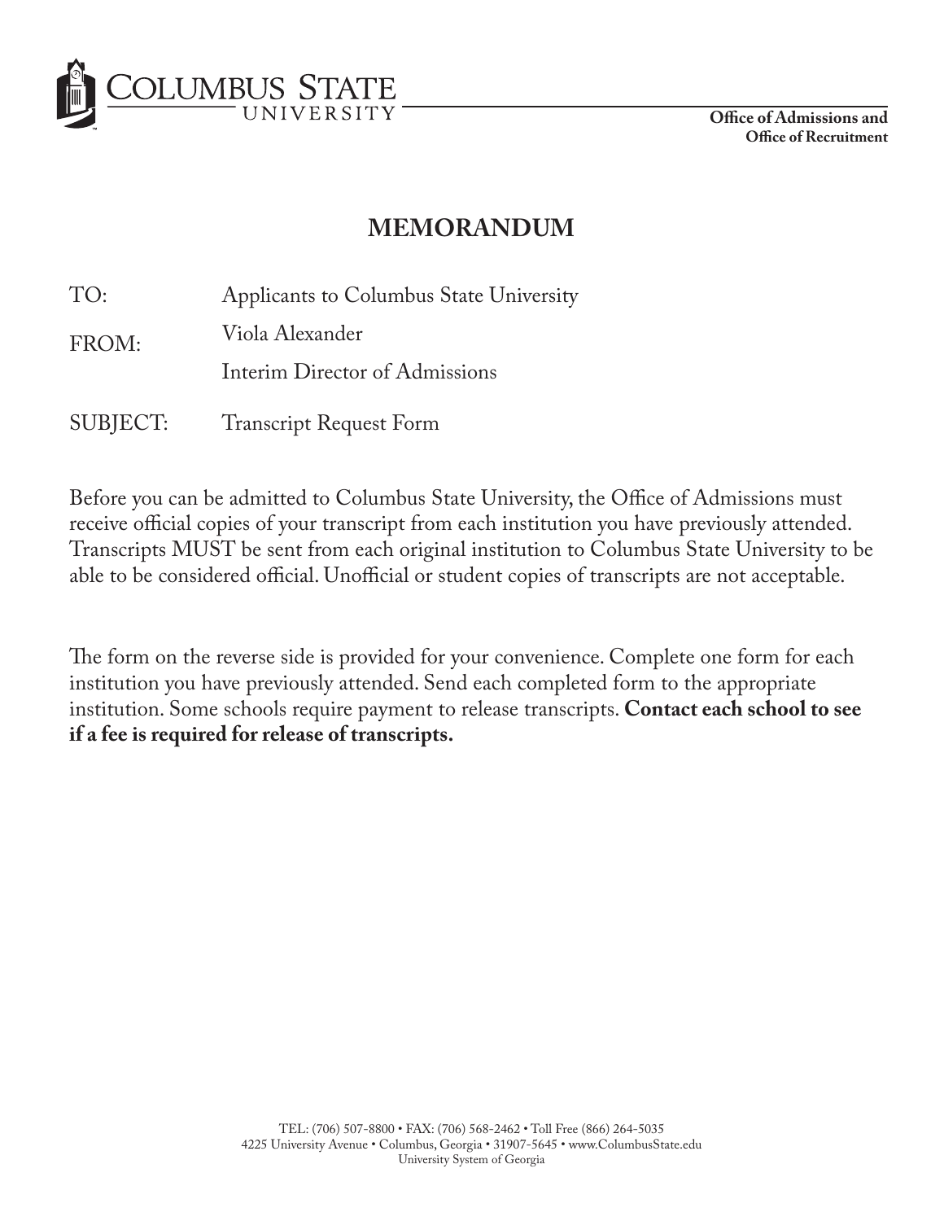Columbus State University

**Office of Admissions and**
**Office of Recruitment**

# MEMORANDUM

| | |
|---|---|
| TO: | Applicants to Columbus State University |
| FROM: | Viola Alexander<br>Interim Director of Admissions |
| SUBJECT: | Transcript Request Form |

Before you can be admitted to Columbus State University, the Office of Admissions must receive official copies of your transcript from each institution you have previously attended. Transcripts MUST be sent from each original institution to Columbus State University to be able to be considered official. Unofficial or student copies of transcripts are not acceptable.

The form on the reverse side is provided for your convenience. Complete one form for each institution you have previously attended. Send each completed form to the appropriate institution. Some schools require payment to release transcripts. **Contact each school to see if a fee is required for release of transcripts.**

TEL: (706) 507-8800 • FAX: (706) 568-2462 • Toll Free (866) 264-5035
4225 University Avenue • Columbus, Georgia • 31907-5645 • www.ColumbusState.edu
University System of Georgia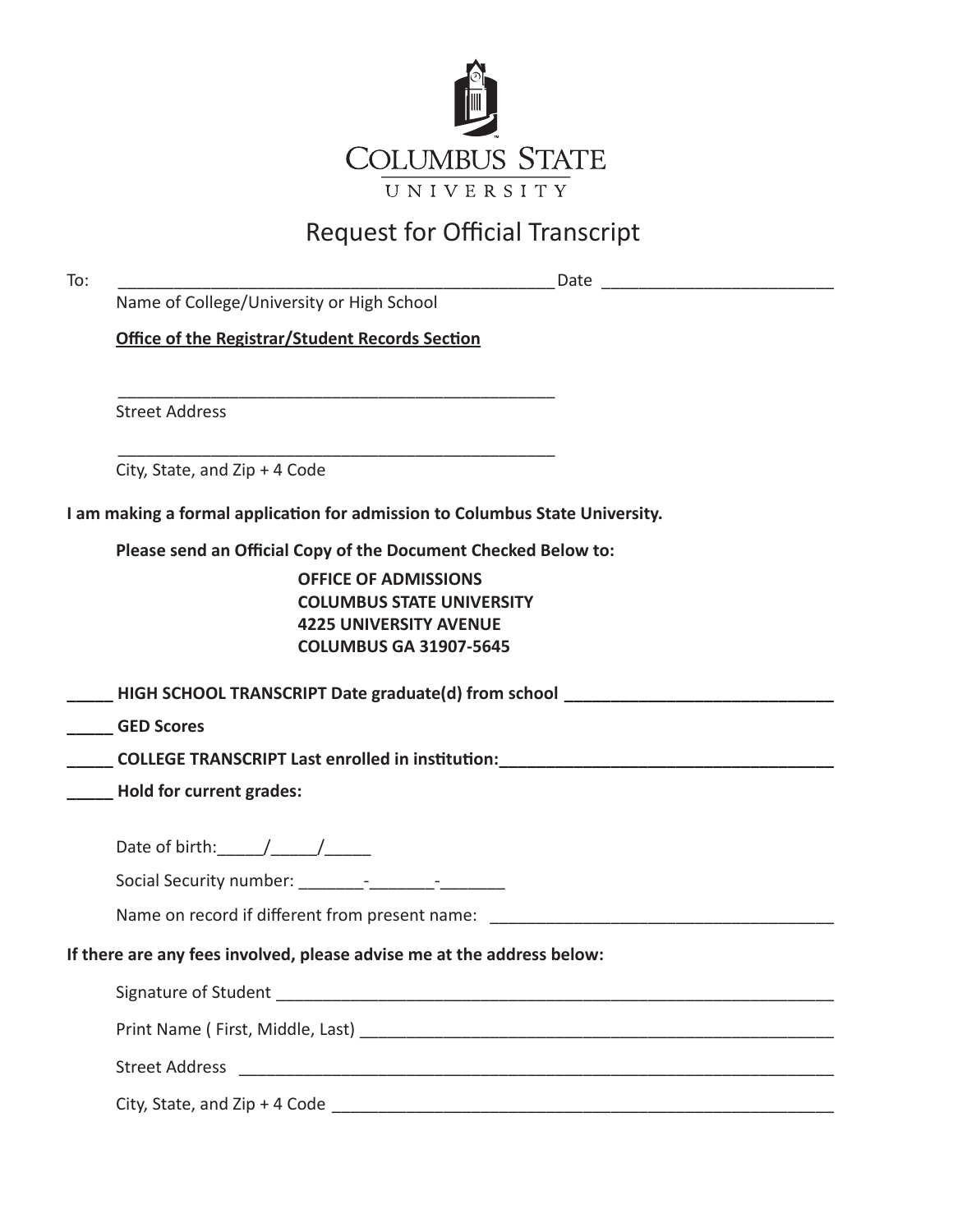COLUMBUS STATE

UNIVERSITY

# Request for Official Transcript

To: _________________________________________________ Date _________________________

Name of College/University or High School

**Office of the Registrar/Student Records Section**

_________________________________________________

Street Address

_________________________________________________

City, State, and Zip + 4 Code

**I am making a formal application for admission to Columbus State University.**

**Please send an Official Copy of the Document Checked Below to:**

**OFFICE OF ADMISSIONS**
**COLUMBUS STATE UNIVERSITY**
**4225 UNIVERSITY AVENUE**
**COLUMBUS GA 31907-5645**

**_____ HIGH SCHOOL TRANSCRIPT Date graduate(d) from school _____________________________**

**_____ GED Scores**

**_____ COLLEGE TRANSCRIPT Last enrolled in institution:_____________________________________**

**_____ Hold for current grades:**

Date of birth:_____/_____/_____

Social Security number: _______-_______-_______

Name on record if different from present name: _____________________________________

**If there are any fees involved, please advise me at the address below:**

Signature of Student ______________________________________________________________

Print Name ( First, Middle, Last) ___________________________________________________

Street Address _________________________________________________________________

City, State, and Zip + 4 Code ______________________________________________________